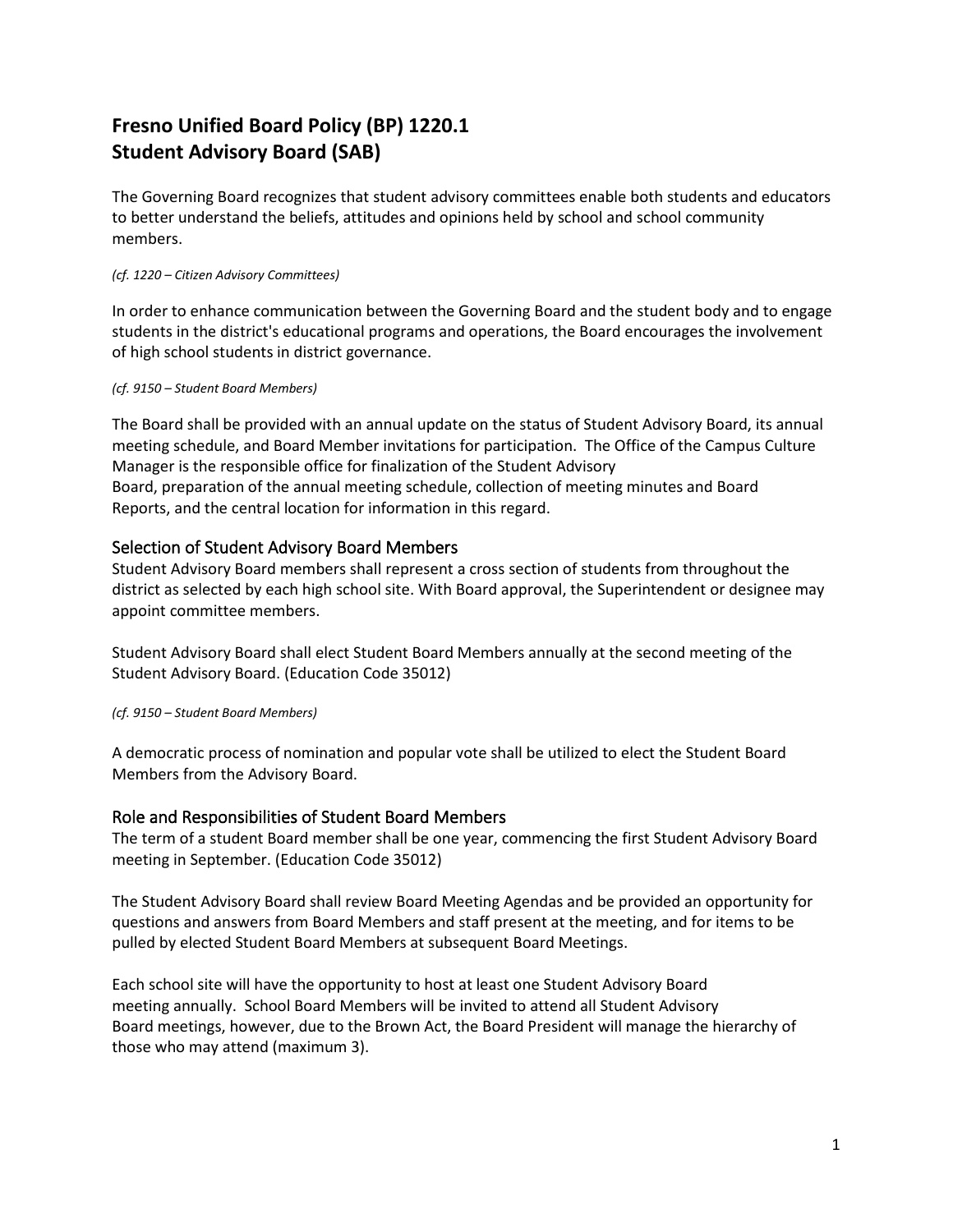# Fresno Unified Board Policy (BP) 1220.1
# Student Advisory Board (SAB)

The Governing Board recognizes that student advisory committees enable both students and educators to better understand the beliefs, attitudes and opinions held by school and school community members.

*(cf. 1220 – Citizen Advisory Committees)*

In order to enhance communication between the Governing Board and the student body and to engage students in the district's educational programs and operations, the Board encourages the involvement of high school students in district governance.

*(cf. 9150 – Student Board Members)*

The Board shall be provided with an annual update on the status of Student Advisory Board, its annual meeting schedule, and Board Member invitations for participation. The Office of the Campus Culture Manager is the responsible office for finalization of the Student Advisory Board, preparation of the annual meeting schedule, collection of meeting minutes and Board Reports, and the central location for information in this regard.

## Selection of Student Advisory Board Members

Student Advisory Board members shall represent a cross section of students from throughout the district as selected by each high school site. With Board approval, the Superintendent or designee may appoint committee members.

Student Advisory Board shall elect Student Board Members annually at the second meeting of the Student Advisory Board. (Education Code 35012)

*(cf. 9150 – Student Board Members)*

A democratic process of nomination and popular vote shall be utilized to elect the Student Board Members from the Advisory Board.

## Role and Responsibilities of Student Board Members

The term of a student Board member shall be one year, commencing the first Student Advisory Board meeting in September. (Education Code 35012)

The Student Advisory Board shall review Board Meeting Agendas and be provided an opportunity for questions and answers from Board Members and staff present at the meeting, and for items to be pulled by elected Student Board Members at subsequent Board Meetings.

Each school site will have the opportunity to host at least one Student Advisory Board meeting annually. School Board Members will be invited to attend all Student Advisory Board meetings, however, due to the Brown Act, the Board President will manage the hierarchy of those who may attend (maximum 3).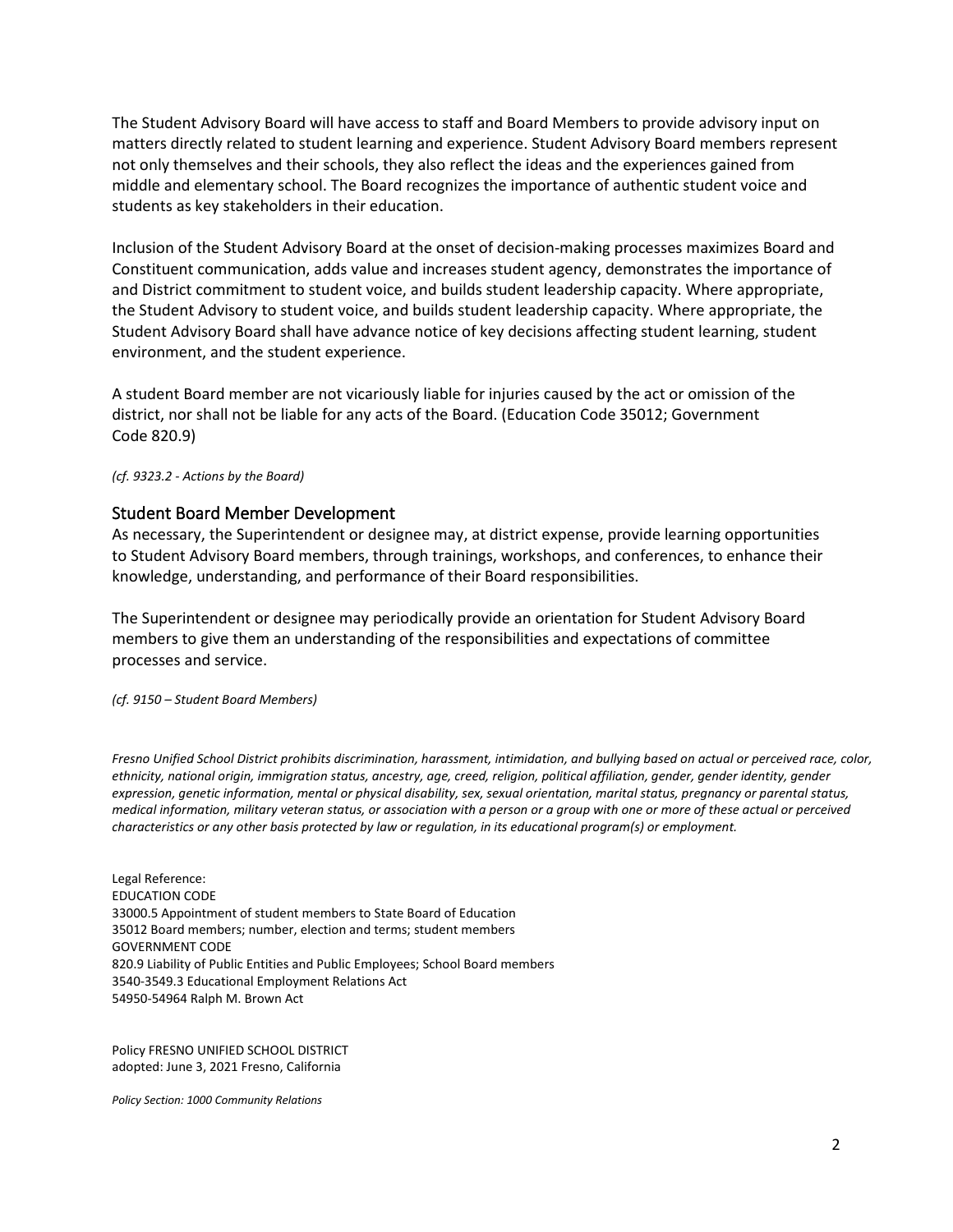The Student Advisory Board will have access to staff and Board Members to provide advisory input on matters directly related to student learning and experience. Student Advisory Board members represent not only themselves and their schools, they also reflect the ideas and the experiences gained from middle and elementary school. The Board recognizes the importance of authentic student voice and students as key stakeholders in their education.

Inclusion of the Student Advisory Board at the onset of decision-making processes maximizes Board and Constituent communication, adds value and increases student agency, demonstrates the importance of and District commitment to student voice, and builds student leadership capacity. Where appropriate, the Student Advisory to student voice, and builds student leadership capacity. Where appropriate, the Student Advisory Board shall have advance notice of key decisions affecting student learning, student environment, and the student experience.

A student Board member are not vicariously liable for injuries caused by the act or omission of the district, nor shall not be liable for any acts of the Board. (Education Code 35012; Government Code 820.9)

*(cf. 9323.2 - Actions by the Board)*

## Student Board Member Development

As necessary, the Superintendent or designee may, at district expense, provide learning opportunities to Student Advisory Board members, through trainings, workshops, and conferences, to enhance their knowledge, understanding, and performance of their Board responsibilities.

The Superintendent or designee may periodically provide an orientation for Student Advisory Board members to give them an understanding of the responsibilities and expectations of committee processes and service.

*(cf. 9150 – Student Board Members)*

*Fresno Unified School District prohibits discrimination, harassment, intimidation, and bullying based on actual or perceived race, color, ethnicity, national origin, immigration status, ancestry, age, creed, religion, political affiliation, gender, gender identity, gender expression, genetic information, mental or physical disability, sex, sexual orientation, marital status, pregnancy or parental status, medical information, military veteran status, or association with a person or a group with one or more of these actual or perceived characteristics or any other basis protected by law or regulation, in its educational program(s) or employment.*

Legal Reference:
EDUCATION CODE
33000.5 Appointment of student members to State Board of Education
35012 Board members; number, election and terms; student members
GOVERNMENT CODE
820.9 Liability of Public Entities and Public Employees; School Board members
3540-3549.3 Educational Employment Relations Act
54950-54964 Ralph M. Brown Act

Policy FRESNO UNIFIED SCHOOL DISTRICT
adopted: June 3, 2021 Fresno, California

*Policy Section: 1000 Community Relations*